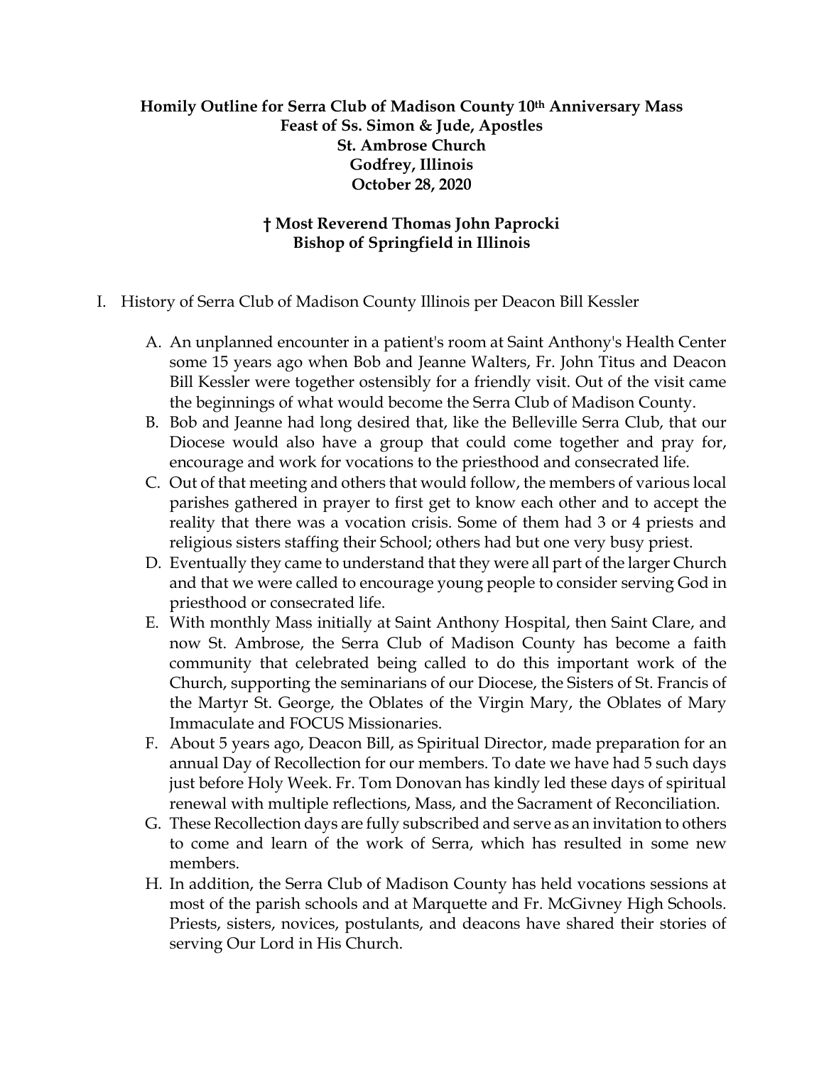**Homily Outline for Serra Club of Madison County 10th Anniversary Mass**
**Feast of Ss. Simon & Jude, Apostles**
**St. Ambrose Church**
**Godfrey, Illinois**
**October 28, 2020**

**† Most Reverend Thomas John Paprocki**
**Bishop of Springfield in Illinois**

I. History of Serra Club of Madison County Illinois per Deacon Bill Kessler

   A. An unplanned encounter in a patient's room at Saint Anthony's Health Center some 15 years ago when Bob and Jeanne Walters, Fr. John Titus and Deacon Bill Kessler were together ostensibly for a friendly visit. Out of the visit came the beginnings of what would become the Serra Club of Madison County.

   B. Bob and Jeanne had long desired that, like the Belleville Serra Club, that our Diocese would also have a group that could come together and pray for, encourage and work for vocations to the priesthood and consecrated life.

   C. Out of that meeting and others that would follow, the members of various local parishes gathered in prayer to first get to know each other and to accept the reality that there was a vocation crisis. Some of them had 3 or 4 priests and religious sisters staffing their School; others had but one very busy priest.

   D. Eventually they came to understand that they were all part of the larger Church and that we were called to encourage young people to consider serving God in priesthood or consecrated life.

   E. With monthly Mass initially at Saint Anthony Hospital, then Saint Clare, and now St. Ambrose, the Serra Club of Madison County has become a faith community that celebrated being called to do this important work of the Church, supporting the seminarians of our Diocese, the Sisters of St. Francis of the Martyr St. George, the Oblates of the Virgin Mary, the Oblates of Mary Immaculate and FOCUS Missionaries.

   F. About 5 years ago, Deacon Bill, as Spiritual Director, made preparation for an annual Day of Recollection for our members. To date we have had 5 such days just before Holy Week. Fr. Tom Donovan has kindly led these days of spiritual renewal with multiple reflections, Mass, and the Sacrament of Reconciliation.

   G. These Recollection days are fully subscribed and serve as an invitation to others to come and learn of the work of Serra, which has resulted in some new members.

   H. In addition, the Serra Club of Madison County has held vocations sessions at most of the parish schools and at Marquette and Fr. McGivney High Schools. Priests, sisters, novices, postulants, and deacons have shared their stories of serving Our Lord in His Church.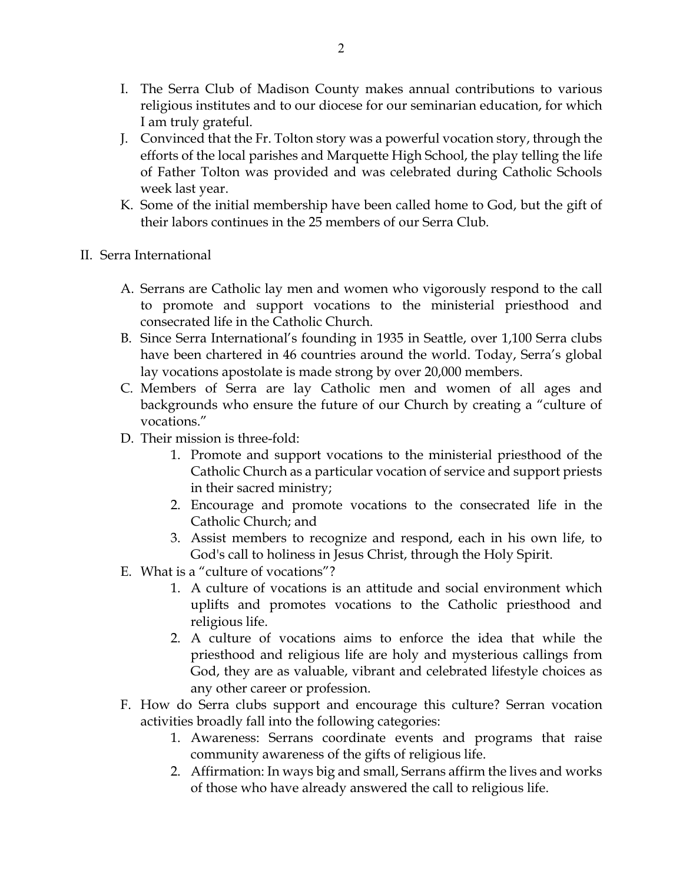I. The Serra Club of Madison County makes annual contributions to various religious institutes and to our diocese for our seminarian education, for which I am truly grateful.

J. Convinced that the Fr. Tolton story was a powerful vocation story, through the efforts of the local parishes and Marquette High School, the play telling the life of Father Tolton was provided and was celebrated during Catholic Schools week last year.

K. Some of the initial membership have been called home to God, but the gift of their labors continues in the 25 members of our Serra Club.

II. Serra International

A. Serrans are Catholic lay men and women who vigorously respond to the call to promote and support vocations to the ministerial priesthood and consecrated life in the Catholic Church.

B. Since Serra International's founding in 1935 in Seattle, over 1,100 Serra clubs have been chartered in 46 countries around the world. Today, Serra's global lay vocations apostolate is made strong by over 20,000 members.

C. Members of Serra are lay Catholic men and women of all ages and backgrounds who ensure the future of our Church by creating a "culture of vocations."

D. Their mission is three-fold:

1. Promote and support vocations to the ministerial priesthood of the Catholic Church as a particular vocation of service and support priests in their sacred ministry;
2. Encourage and promote vocations to the consecrated life in the Catholic Church; and
3. Assist members to recognize and respond, each in his own life, to God's call to holiness in Jesus Christ, through the Holy Spirit.

E. What is a "culture of vocations"?

1. A culture of vocations is an attitude and social environment which uplifts and promotes vocations to the Catholic priesthood and religious life.
2. A culture of vocations aims to enforce the idea that while the priesthood and religious life are holy and mysterious callings from God, they are as valuable, vibrant and celebrated lifestyle choices as any other career or profession.

F. How do Serra clubs support and encourage this culture? Serran vocation activities broadly fall into the following categories:

1. Awareness: Serrans coordinate events and programs that raise community awareness of the gifts of religious life.
2. Affirmation: In ways big and small, Serrans affirm the lives and works of those who have already answered the call to religious life.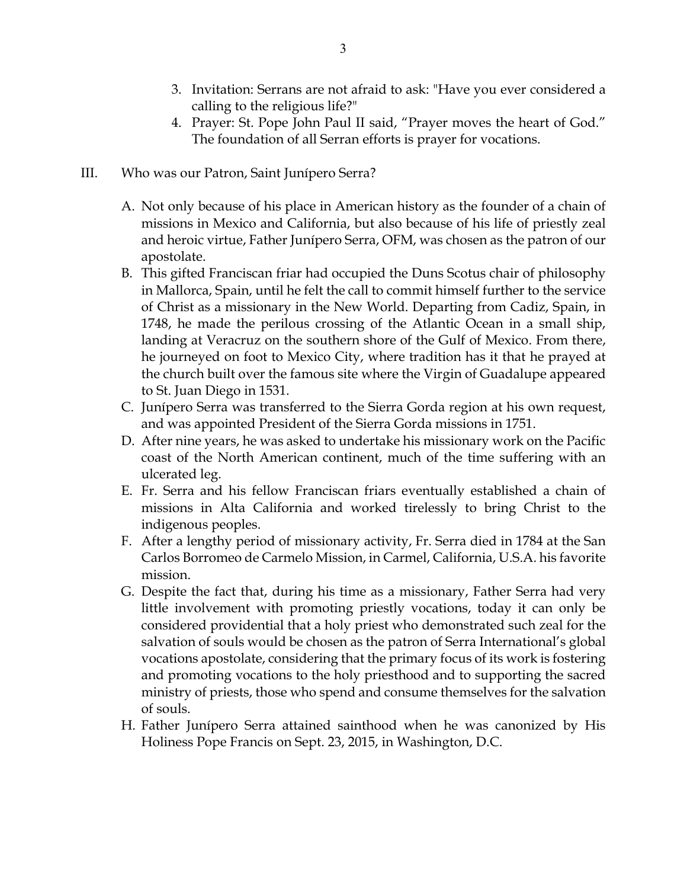3. Invitation: Serrans are not afraid to ask: "Have you ever considered a calling to the religious life?"
4. Prayer: St. Pope John Paul II said, "Prayer moves the heart of God." The foundation of all Serran efforts is prayer for vocations.

## III. Who was our Patron, Saint Junípero Serra?

A. Not only because of his place in American history as the founder of a chain of missions in Mexico and California, but also because of his life of priestly zeal and heroic virtue, Father Junípero Serra, OFM, was chosen as the patron of our apostolate.

B. This gifted Franciscan friar had occupied the Duns Scotus chair of philosophy in Mallorca, Spain, until he felt the call to commit himself further to the service of Christ as a missionary in the New World. Departing from Cadiz, Spain, in 1748, he made the perilous crossing of the Atlantic Ocean in a small ship, landing at Veracruz on the southern shore of the Gulf of Mexico. From there, he journeyed on foot to Mexico City, where tradition has it that he prayed at the church built over the famous site where the Virgin of Guadalupe appeared to St. Juan Diego in 1531.

C. Junípero Serra was transferred to the Sierra Gorda region at his own request, and was appointed President of the Sierra Gorda missions in 1751.

D. After nine years, he was asked to undertake his missionary work on the Pacific coast of the North American continent, much of the time suffering with an ulcerated leg.

E. Fr. Serra and his fellow Franciscan friars eventually established a chain of missions in Alta California and worked tirelessly to bring Christ to the indigenous peoples.

F. After a lengthy period of missionary activity, Fr. Serra died in 1784 at the San Carlos Borromeo de Carmelo Mission, in Carmel, California, U.S.A. his favorite mission.

G. Despite the fact that, during his time as a missionary, Father Serra had very little involvement with promoting priestly vocations, today it can only be considered providential that a holy priest who demonstrated such zeal for the salvation of souls would be chosen as the patron of Serra International's global vocations apostolate, considering that the primary focus of its work is fostering and promoting vocations to the holy priesthood and to supporting the sacred ministry of priests, those who spend and consume themselves for the salvation of souls.

H. Father Junípero Serra attained sainthood when he was canonized by His Holiness Pope Francis on Sept. 23, 2015, in Washington, D.C.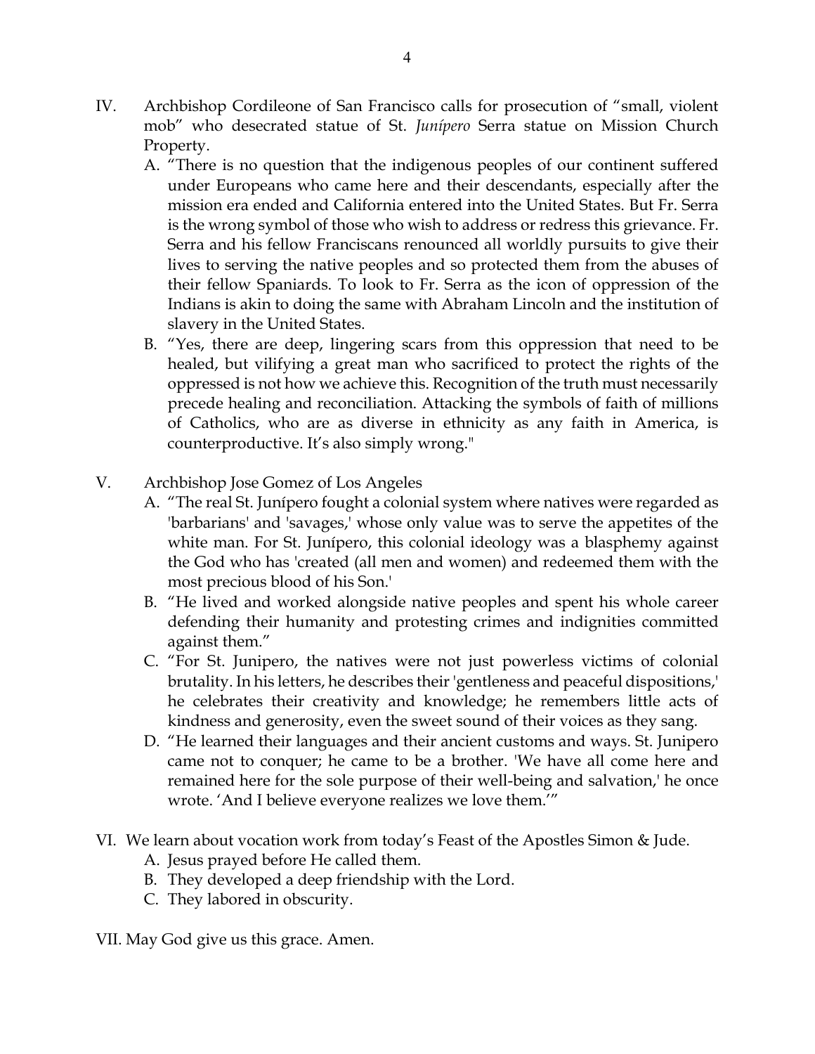IV. Archbishop Cordileone of San Francisco calls for prosecution of "small, violent mob" who desecrated statue of St. *Junípero* Serra statue on Mission Church Property.

   A. "There is no question that the indigenous peoples of our continent suffered under Europeans who came here and their descendants, especially after the mission era ended and California entered into the United States. But Fr. Serra is the wrong symbol of those who wish to address or redress this grievance. Fr. Serra and his fellow Franciscans renounced all worldly pursuits to give their lives to serving the native peoples and so protected them from the abuses of their fellow Spaniards. To look to Fr. Serra as the icon of oppression of the Indians is akin to doing the same with Abraham Lincoln and the institution of slavery in the United States.

   B. "Yes, there are deep, lingering scars from this oppression that need to be healed, but vilifying a great man who sacrificed to protect the rights of the oppressed is not how we achieve this. Recognition of the truth must necessarily precede healing and reconciliation. Attacking the symbols of faith of millions of Catholics, who are as diverse in ethnicity as any faith in America, is counterproductive. It's also simply wrong."

V. Archbishop Jose Gomez of Los Angeles

   A. "The real St. Junípero fought a colonial system where natives were regarded as 'barbarians' and 'savages,' whose only value was to serve the appetites of the white man. For St. Junípero, this colonial ideology was a blasphemy against the God who has 'created (all men and women) and redeemed them with the most precious blood of his Son.'

   B. "He lived and worked alongside native peoples and spent his whole career defending their humanity and protesting crimes and indignities committed against them."

   C. "For St. Junipero, the natives were not just powerless victims of colonial brutality. In his letters, he describes their 'gentleness and peaceful dispositions,' he celebrates their creativity and knowledge; he remembers little acts of kindness and generosity, even the sweet sound of their voices as they sang.

   D. "He learned their languages and their ancient customs and ways. St. Junipero came not to conquer; he came to be a brother. 'We have all come here and remained here for the sole purpose of their well-being and salvation,' he once wrote. 'And I believe everyone realizes we love them.'"

VI. We learn about vocation work from today's Feast of the Apostles Simon & Jude.

   A. Jesus prayed before He called them.

   B. They developed a deep friendship with the Lord.

   C. They labored in obscurity.

VII. May God give us this grace. Amen.